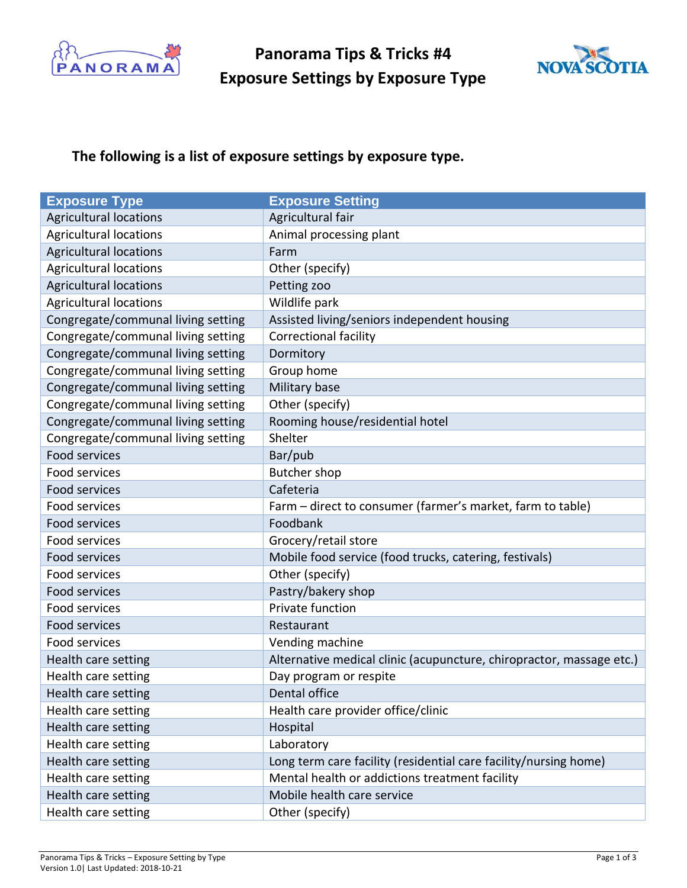# Panorama Tips & Tricks #4
# Exposure Settings by Exposure Type

**The following is a list of exposure settings by exposure type.**

| Exposure Type | Exposure Setting |
|---|---|
| Agricultural locations | Agricultural fair |
| Agricultural locations | Animal processing plant |
| Agricultural locations | Farm |
| Agricultural locations | Other (specify) |
| Agricultural locations | Petting zoo |
| Agricultural locations | Wildlife park |
| Congregate/communal living setting | Assisted living/seniors independent housing |
| Congregate/communal living setting | Correctional facility |
| Congregate/communal living setting | Dormitory |
| Congregate/communal living setting | Group home |
| Congregate/communal living setting | Military base |
| Congregate/communal living setting | Other (specify) |
| Congregate/communal living setting | Rooming house/residential hotel |
| Congregate/communal living setting | Shelter |
| Food services | Bar/pub |
| Food services | Butcher shop |
| Food services | Cafeteria |
| Food services | Farm – direct to consumer (farmer's market, farm to table) |
| Food services | Foodbank |
| Food services | Grocery/retail store |
| Food services | Mobile food service (food trucks, catering, festivals) |
| Food services | Other (specify) |
| Food services | Pastry/bakery shop |
| Food services | Private function |
| Food services | Restaurant |
| Food services | Vending machine |
| Health care setting | Alternative medical clinic (acupuncture, chiropractor, massage etc.) |
| Health care setting | Day program or respite |
| Health care setting | Dental office |
| Health care setting | Health care provider office/clinic |
| Health care setting | Hospital |
| Health care setting | Laboratory |
| Health care setting | Long term care facility (residential care facility/nursing home) |
| Health care setting | Mental health or addictions treatment facility |
| Health care setting | Mobile health care service |
| Health care setting | Other (specify) |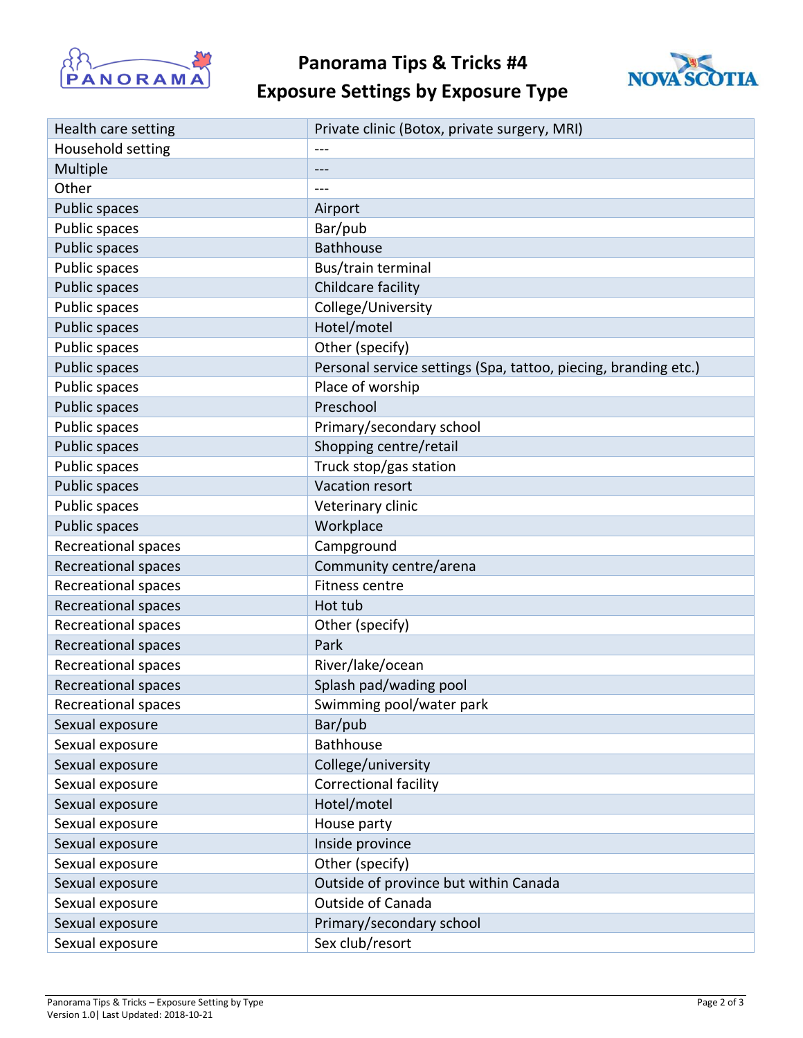# Panorama Tips & Tricks #4
# Exposure Settings by Exposure Type

| | |
|---|---|
| Health care setting | Private clinic (Botox, private surgery, MRI) |
| Household setting | --- |
| Multiple | --- |
| Other | --- |
| Public spaces | Airport |
| Public spaces | Bar/pub |
| Public spaces | Bathhouse |
| Public spaces | Bus/train terminal |
| Public spaces | Childcare facility |
| Public spaces | College/University |
| Public spaces | Hotel/motel |
| Public spaces | Other (specify) |
| Public spaces | Personal service settings (Spa, tattoo, piecing, branding etc.) |
| Public spaces | Place of worship |
| Public spaces | Preschool |
| Public spaces | Primary/secondary school |
| Public spaces | Shopping centre/retail |
| Public spaces | Truck stop/gas station |
| Public spaces | Vacation resort |
| Public spaces | Veterinary clinic |
| Public spaces | Workplace |
| Recreational spaces | Campground |
| Recreational spaces | Community centre/arena |
| Recreational spaces | Fitness centre |
| Recreational spaces | Hot tub |
| Recreational spaces | Other (specify) |
| Recreational spaces | Park |
| Recreational spaces | River/lake/ocean |
| Recreational spaces | Splash pad/wading pool |
| Recreational spaces | Swimming pool/water park |
| Sexual exposure | Bar/pub |
| Sexual exposure | Bathhouse |
| Sexual exposure | College/university |
| Sexual exposure | Correctional facility |
| Sexual exposure | Hotel/motel |
| Sexual exposure | House party |
| Sexual exposure | Inside province |
| Sexual exposure | Other (specify) |
| Sexual exposure | Outside of province but within Canada |
| Sexual exposure | Outside of Canada |
| Sexual exposure | Primary/secondary school |
| Sexual exposure | Sex club/resort |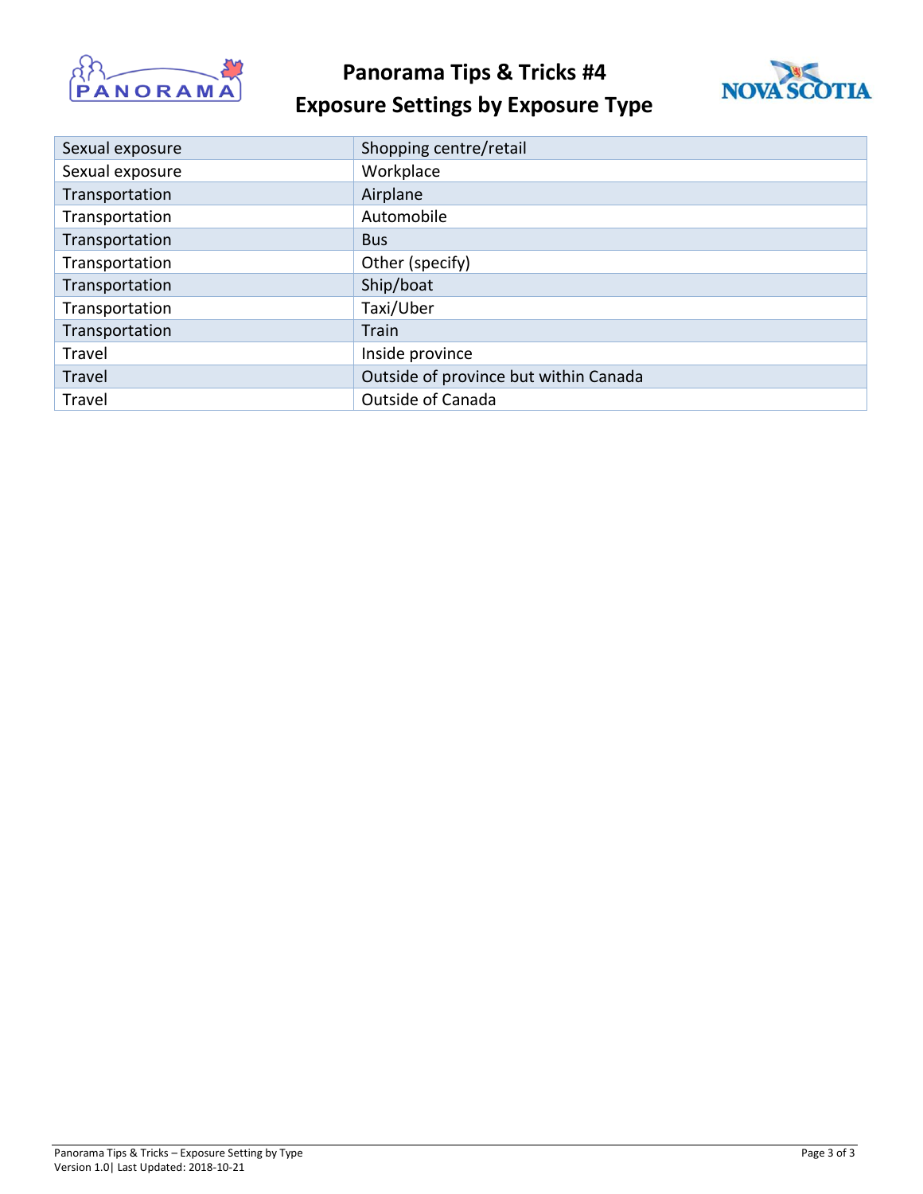# Panorama Tips & Tricks #4
# Exposure Settings by Exposure Type

| | |
|---|---|
| Sexual exposure | Shopping centre/retail |
| Sexual exposure | Workplace |
| Transportation | Airplane |
| Transportation | Automobile |
| Transportation | Bus |
| Transportation | Other (specify) |
| Transportation | Ship/boat |
| Transportation | Taxi/Uber |
| Transportation | Train |
| Travel | Inside province |
| Travel | Outside of province but within Canada |
| Travel | Outside of Canada |